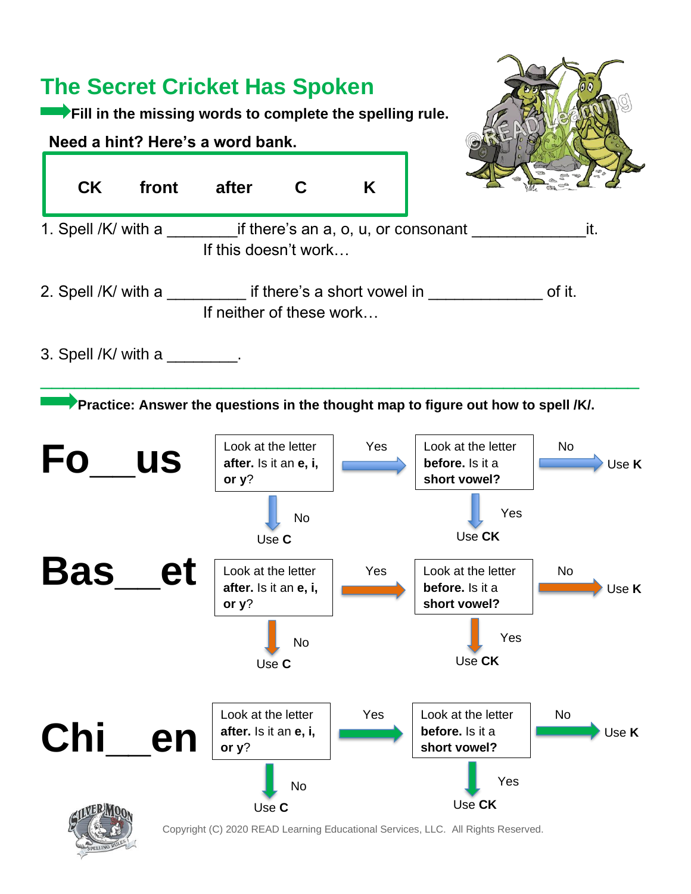# The Secret Cricket Has Spoken

**Fill in the missing words to complete the spelling rule.**

**Need a hint? Here's a word bank.**

| **CK** | **front** | **after** | **C** | **K** |
|---|---|---|---|---|

1. Spell /K/ with a ________if there's an a, o, u, or consonant _____________it.

   If this doesn't work…

2. Spell /K/ with a _________ if there's a short vowel in _____________ of it.

   If neither of these work…

3. Spell /K/ with a ________.

---

**Practice: Answer the questions in the thought map to figure out how to spell /K/.**

**Fo__us**

Look at the letter **after.** Is it an **e, i, or y**?
- No → Use **C**
- Yes → Look at the letter **before.** Is it a **short vowel?**
  - Yes → Use **CK**
  - No → Use **K**

**Bas__et**

Look at the letter **after.** Is it an **e, i, or y**?
- No → Use **C**
- Yes → Look at the letter **before.** Is it a **short vowel?**
  - Yes → Use **CK**
  - No → Use **K**

**Chi__en**

Look at the letter **after.** Is it an **e, i, or y**?
- No → Use **C**
- Yes → Look at the letter **before.** Is it a **short vowel?**
  - Yes → Use **CK**
  - No → Use **K**

Copyright (C) 2020 READ Learning Educational Services, LLC. All Rights Reserved.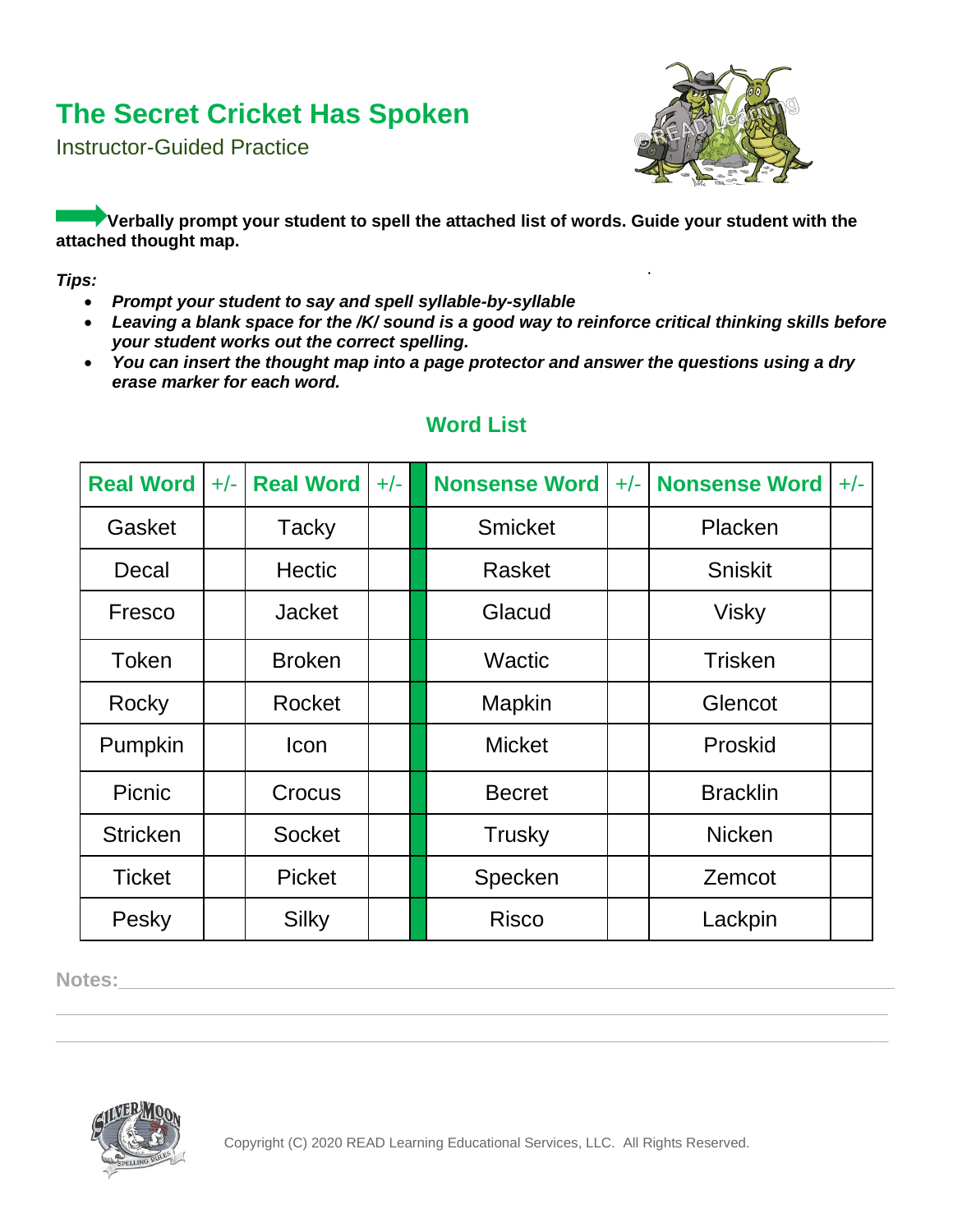# The Secret Cricket Has Spoken

Instructor-Guided Practice

**Verbally prompt your student to spell the attached list of words. Guide your student with the attached thought map.**

***Tips:***

- ***Prompt your student to say and spell syllable-by-syllable***
- ***Leaving a blank space for the /K/ sound is a good way to reinforce critical thinking skills before your student works out the correct spelling.***
- ***You can insert the thought map into a page protector and answer the questions using a dry erase marker for each word.***

## Word List

| Real Word | +/- | Real Word | +/- | Nonsense Word | +/- | Nonsense Word | +/- |
|---|---|---|---|---|---|---|---|
| Gasket | | Tacky | | Smicket | | Placken | |
| Decal | | Hectic | | Rasket | | Sniskit | |
| Fresco | | Jacket | | Glacud | | Visky | |
| Token | | Broken | | Wactic | | Trisken | |
| Rocky | | Rocket | | Mapkin | | Glencot | |
| Pumpkin | | Icon | | Micket | | Proskid | |
| Picnic | | Crocus | | Becret | | Bracklin | |
| Stricken | | Socket | | Trusky | | Nicken | |
| Ticket | | Picket | | Specken | | Zemcot | |
| Pesky | | Silky | | Risco | | Lackpin | |

Notes:

Copyright (C) 2020 READ Learning Educational Services, LLC. All Rights Reserved.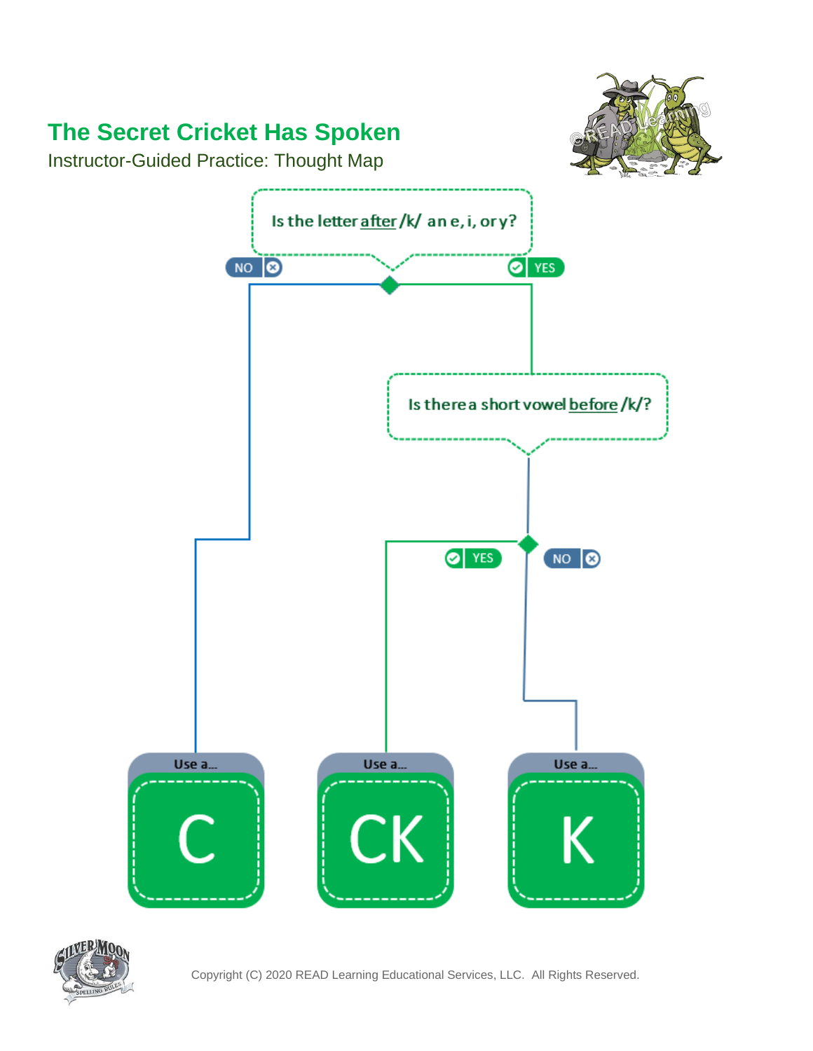# The Secret Cricket Has Spoken

Instructor-Guided Practice: Thought Map

Is the letter after /k/ an e, i, or y?

NO

YES

Is there a short vowel before /k/?

YES

NO

Use a...

C

Use a...

CK

Use a...

K

Copyright (C) 2020 READ Learning Educational Services, LLC. All Rights Reserved.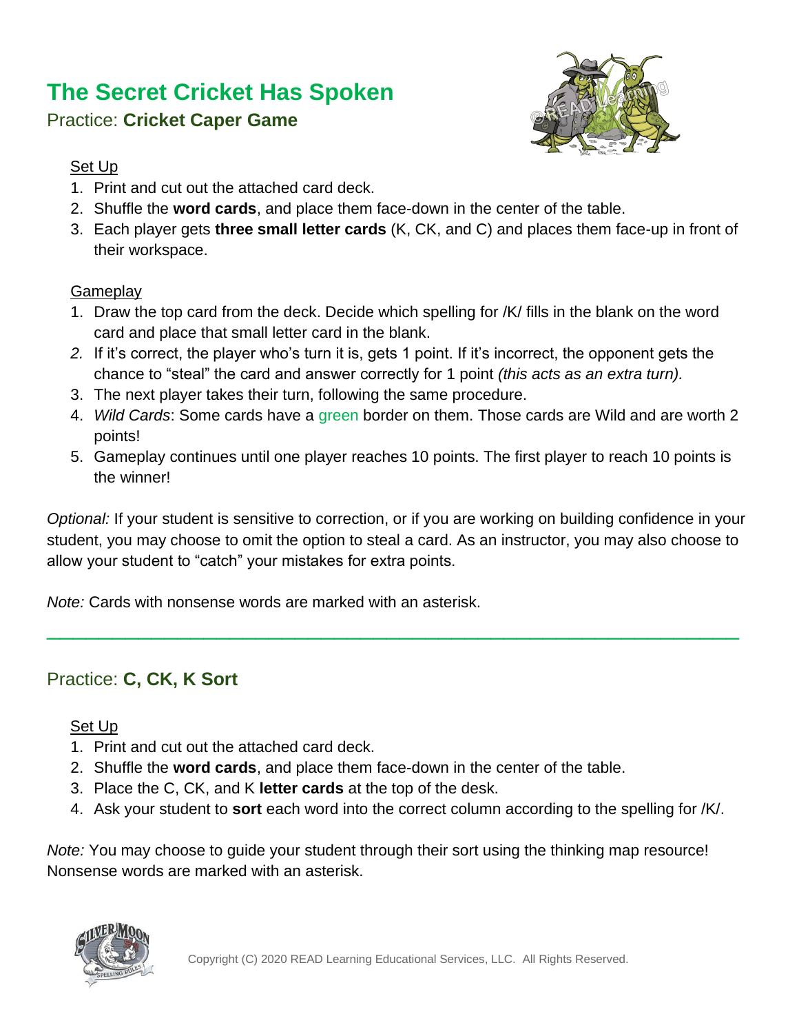# The Secret Cricket Has Spoken

## Practice: **Cricket Caper Game**

Set Up

1. Print and cut out the attached card deck.
2. Shuffle the **word cards**, and place them face-down in the center of the table.
3. Each player gets **three small letter cards** (K, CK, and C) and places them face-up in front of their workspace.

Gameplay

1. Draw the top card from the deck. Decide which spelling for /K/ fills in the blank on the word card and place that small letter card in the blank.
2. If it's correct, the player who's turn it is, gets 1 point. If it's incorrect, the opponent gets the chance to "steal" the card and answer correctly for 1 point *(this acts as an extra turn).*
3. The next player takes their turn, following the same procedure.
4. *Wild Cards*: Some cards have a green border on them. Those cards are Wild and are worth 2 points!
5. Gameplay continues until one player reaches 10 points. The first player to reach 10 points is the winner!

*Optional:* If your student is sensitive to correction, or if you are working on building confidence in your student, you may choose to omit the option to steal a card. As an instructor, you may also choose to allow your student to "catch" your mistakes for extra points.

*Note:* Cards with nonsense words are marked with an asterisk.

---

## Practice: **C, CK, K Sort**

Set Up

1. Print and cut out the attached card deck.
2. Shuffle the **word cards**, and place them face-down in the center of the table.
3. Place the C, CK, and K **letter cards** at the top of the desk.
4. Ask your student to **sort** each word into the correct column according to the spelling for /K/.

*Note:* You may choose to guide your student through their sort using the thinking map resource! Nonsense words are marked with an asterisk.

Copyright (C) 2020 READ Learning Educational Services, LLC. All Rights Reserved.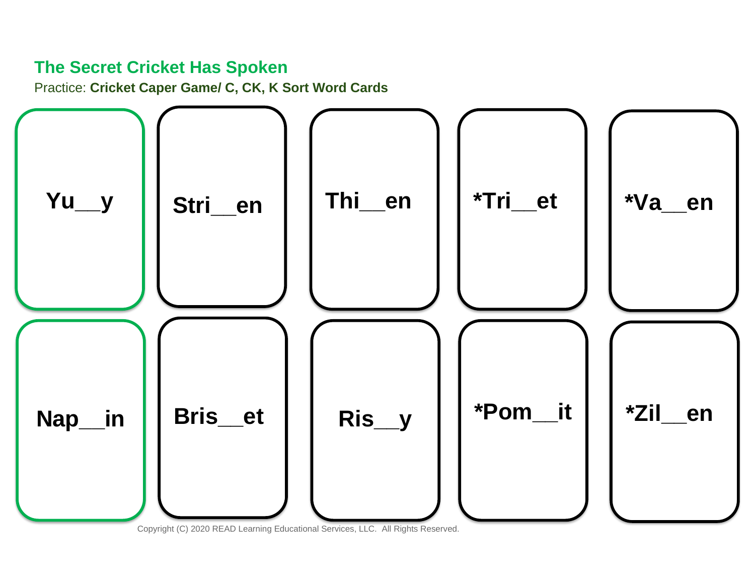## The Secret Cricket Has Spoken

Practice: **Cricket Caper Game/ C, CK, K Sort Word Cards**

| | | | | |
|---|---|---|---|---|
| **Yu__y** | **Stri__en** | **Thi__en** | ***Tri__et** | ***Va__en** |
| **Nap__in** | **Bris__et** | **Ris__y** | ***Pom__it** | ***Zil__en** |

Copyright (C) 2020 READ Learning Educational Services, LLC. All Rights Reserved.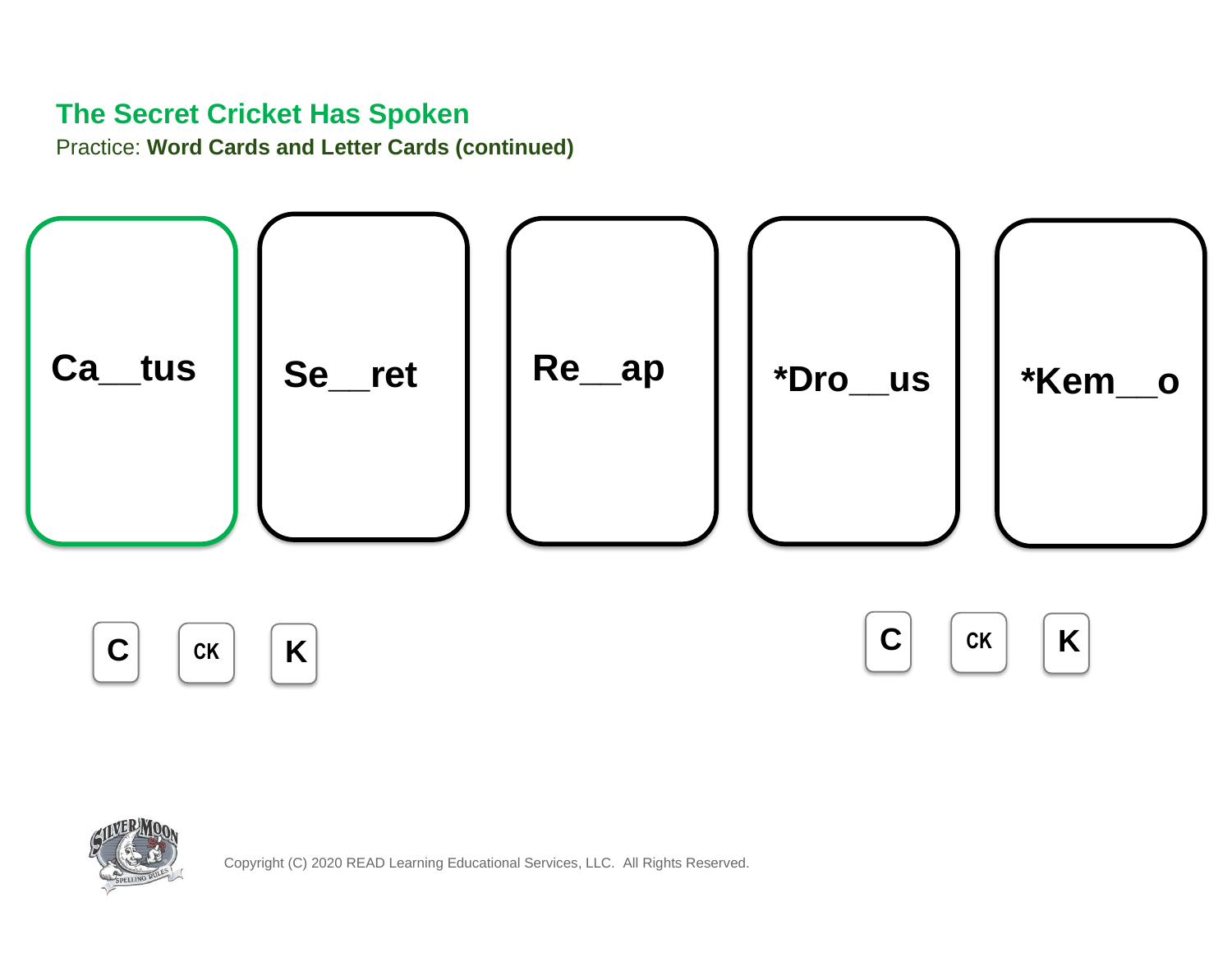## The Secret Cricket Has Spoken

Practice: **Word Cards and Letter Cards (continued)**

**Ca__tus**

**Se__ret**

**Re__ap**

**\*Dro__us**

**\*Kem__o**

C CK K

C CK K

Copyright (C) 2020 READ Learning Educational Services, LLC. All Rights Reserved.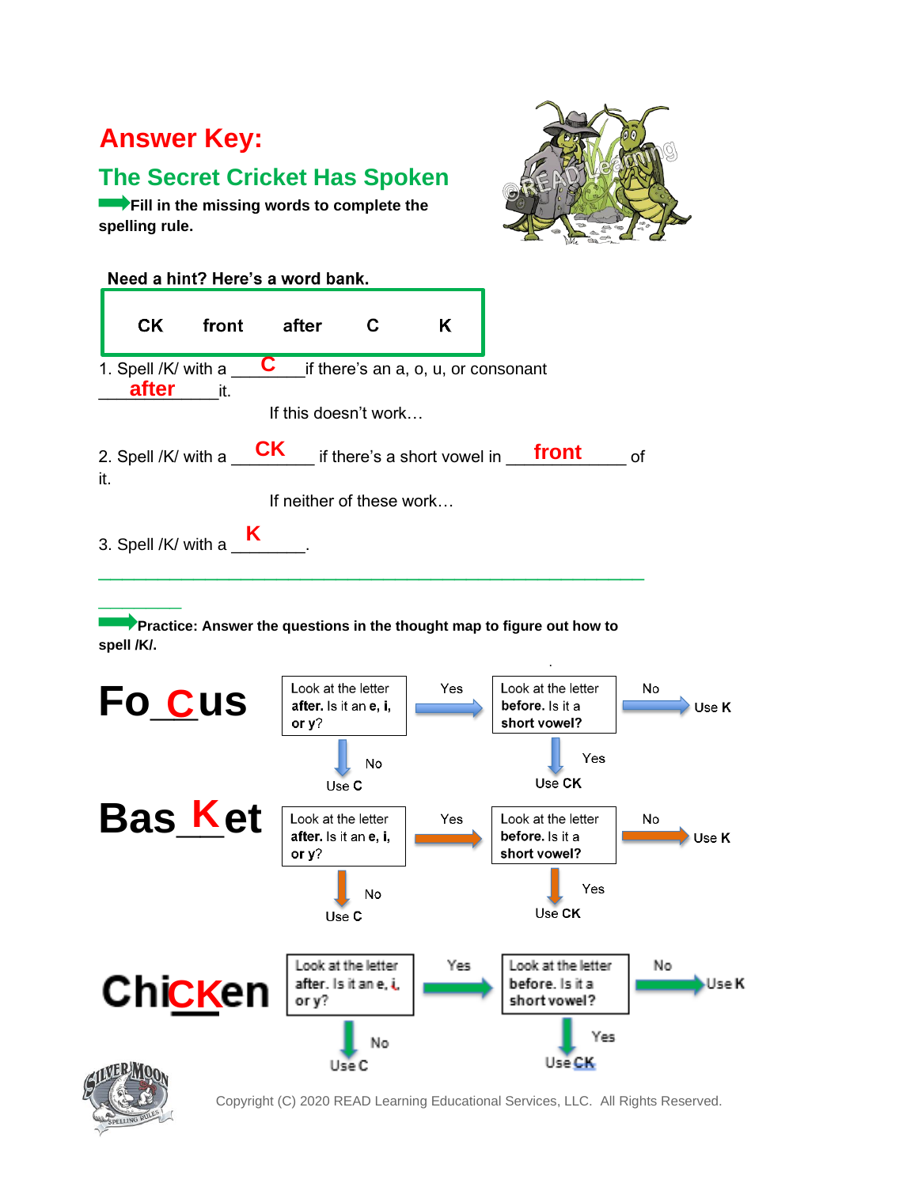# Answer Key:

## The Secret Cricket Has Spoken

➡**Fill in the missing words to complete the spelling rule.**

**Need a hint? Here's a word bank.**

| CK | front | after | C | K |
|---|---|---|---|---|

1. Spell /K/ with a ___C___ if there's an a, o, u, or consonant ___after___ it.

If this doesn't work…

2. Spell /K/ with a ___CK___ if there's a short vowel in ___front___ of it.

If neither of these work…

3. Spell /K/ with a ___K___.

---

➡**Practice: Answer the questions in the thought map to figure out how to spell /K/.**

**Fo_C_us**

Look at the letter **after.** Is it an **e, i,** or **y**?
- No → Use **C**
- Yes → Look at the letter **before.** Is it a **short vowel?**
  - Yes → Use **CK**
  - No → Use **K**

**Bas_K_et**

Look at the letter **after.** Is it an **e, i,** or **y**?
- No → Use **C**
- Yes → Look at the letter **before.** Is it a **short vowel?**
  - Yes → Use **CK**
  - No → Use **K**

**Chi_CK_en**

Look at the letter **after.** Is it an **e, i,** or **y**?
- No → Use **C**
- Yes → Look at the letter **before.** Is it a **short vowel?**
  - Yes → Use **CK**
  - No → Use **K**

Copyright (C) 2020 READ Learning Educational Services, LLC. All Rights Reserved.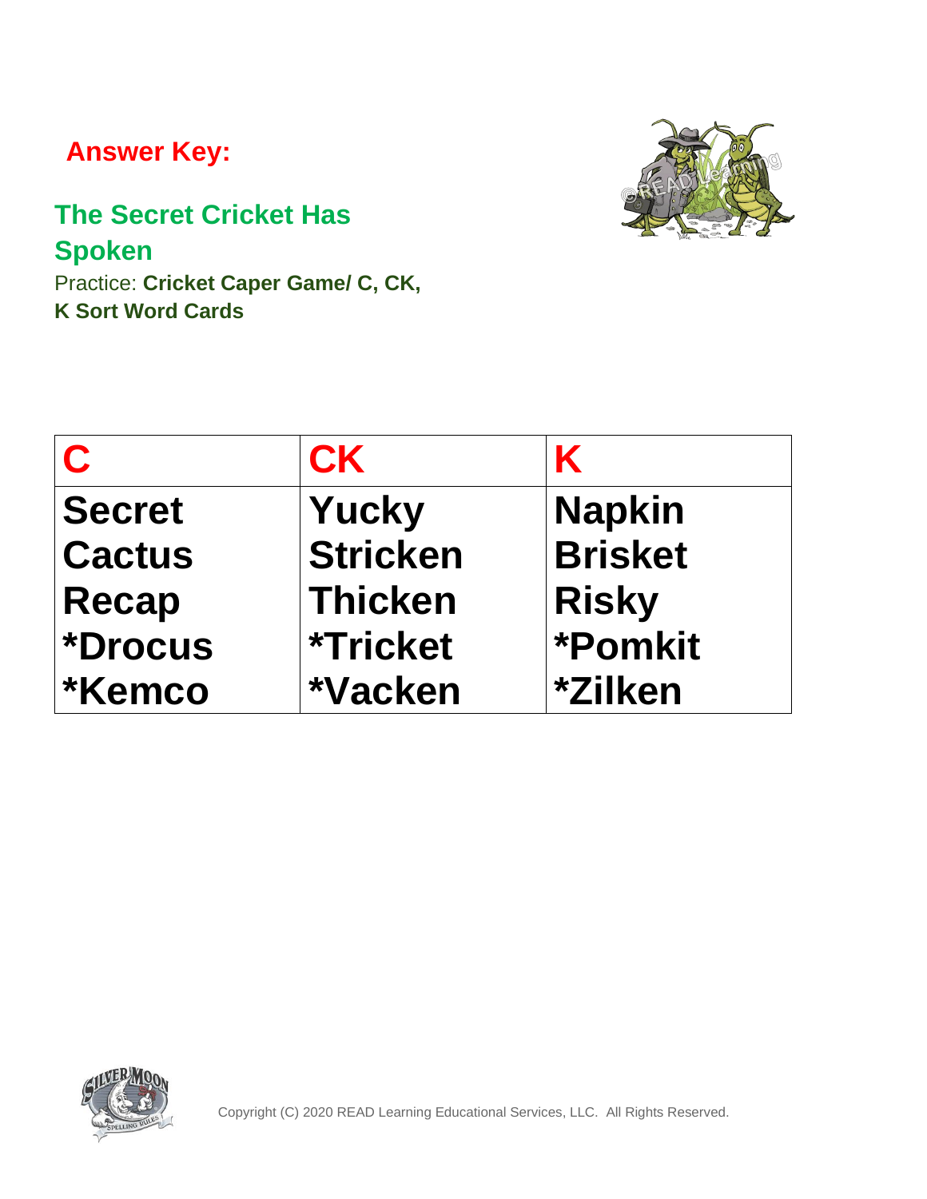**Answer Key:**

## The Secret Cricket Has Spoken

Practice: **Cricket Caper Game/ C, CK, K Sort Word Cards**

| C | CK | K |
|---|---|---|
| Secret | Yucky | Napkin |
| Cactus | Stricken | Brisket |
| Recap | Thicken | Risky |
| *Drocus | *Tricket | *Pomkit |
| *Kemco | *Vacken | *Zilken |

Copyright (C) 2020 READ Learning Educational Services, LLC. All Rights Reserved.